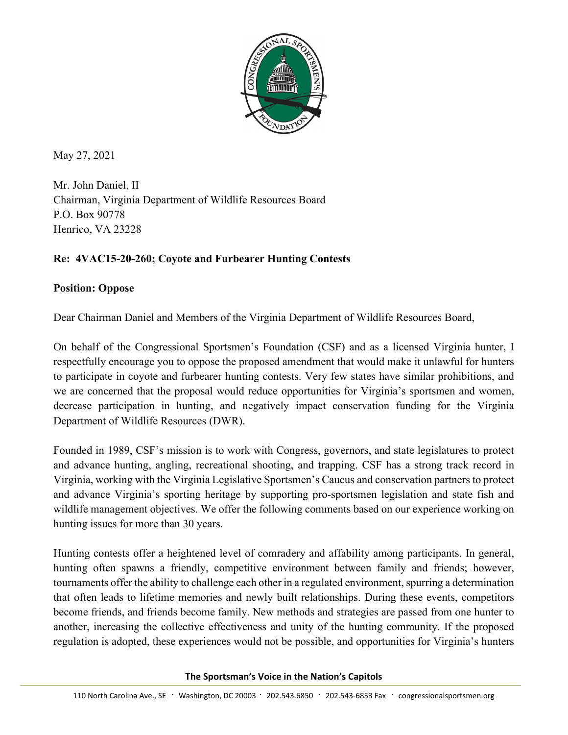May 27, 2021

Mr. John Daniel, II
Chairman, Virginia Department of Wildlife Resources Board
P.O. Box 90778
Henrico, VA 23228

**Re: 4VAC15-20-260; Coyote and Furbearer Hunting Contests**

**Position: Oppose**

Dear Chairman Daniel and Members of the Virginia Department of Wildlife Resources Board,

On behalf of the Congressional Sportsmen's Foundation (CSF) and as a licensed Virginia hunter, I respectfully encourage you to oppose the proposed amendment that would make it unlawful for hunters to participate in coyote and furbearer hunting contests. Very few states have similar prohibitions, and we are concerned that the proposal would reduce opportunities for Virginia's sportsmen and women, decrease participation in hunting, and negatively impact conservation funding for the Virginia Department of Wildlife Resources (DWR).

Founded in 1989, CSF's mission is to work with Congress, governors, and state legislatures to protect and advance hunting, angling, recreational shooting, and trapping. CSF has a strong track record in Virginia, working with the Virginia Legislative Sportsmen's Caucus and conservation partners to protect and advance Virginia's sporting heritage by supporting pro-sportsmen legislation and state fish and wildlife management objectives. We offer the following comments based on our experience working on hunting issues for more than 30 years.

Hunting contests offer a heightened level of comradery and affability among participants. In general, hunting often spawns a friendly, competitive environment between family and friends; however, tournaments offer the ability to challenge each other in a regulated environment, spurring a determination that often leads to lifetime memories and newly built relationships. During these events, competitors become friends, and friends become family. New methods and strategies are passed from one hunter to another, increasing the collective effectiveness and unity of the hunting community. If the proposed regulation is adopted, these experiences would not be possible, and opportunities for Virginia's hunters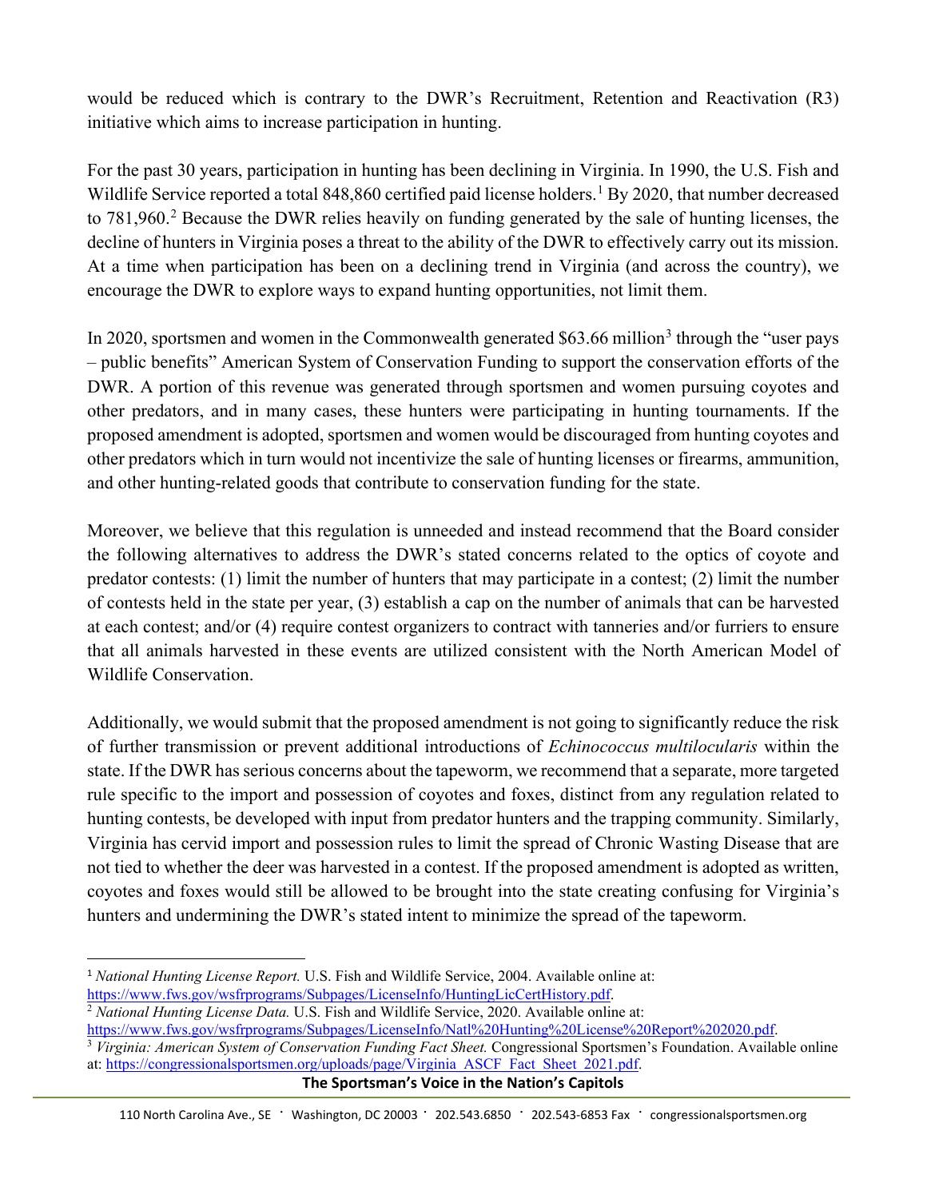would be reduced which is contrary to the DWR's Recruitment, Retention and Reactivation (R3) initiative which aims to increase participation in hunting.

For the past 30 years, participation in hunting has been declining in Virginia. In 1990, the U.S. Fish and Wildlife Service reported a total 848,860 certified paid license holders.[1] By 2020, that number decreased to 781,960.[2] Because the DWR relies heavily on funding generated by the sale of hunting licenses, the decline of hunters in Virginia poses a threat to the ability of the DWR to effectively carry out its mission. At a time when participation has been on a declining trend in Virginia (and across the country), we encourage the DWR to explore ways to expand hunting opportunities, not limit them.

In 2020, sportsmen and women in the Commonwealth generated $63.66 million[3] through the "user pays – public benefits" American System of Conservation Funding to support the conservation efforts of the DWR. A portion of this revenue was generated through sportsmen and women pursuing coyotes and other predators, and in many cases, these hunters were participating in hunting tournaments. If the proposed amendment is adopted, sportsmen and women would be discouraged from hunting coyotes and other predators which in turn would not incentivize the sale of hunting licenses or firearms, ammunition, and other hunting-related goods that contribute to conservation funding for the state.

Moreover, we believe that this regulation is unneeded and instead recommend that the Board consider the following alternatives to address the DWR's stated concerns related to the optics of coyote and predator contests: (1) limit the number of hunters that may participate in a contest; (2) limit the number of contests held in the state per year, (3) establish a cap on the number of animals that can be harvested at each contest; and/or (4) require contest organizers to contract with tanneries and/or furriers to ensure that all animals harvested in these events are utilized consistent with the North American Model of Wildlife Conservation.

Additionally, we would submit that the proposed amendment is not going to significantly reduce the risk of further transmission or prevent additional introductions of *Echinococcus multilocularis* within the state. If the DWR has serious concerns about the tapeworm, we recommend that a separate, more targeted rule specific to the import and possession of coyotes and foxes, distinct from any regulation related to hunting contests, be developed with input from predator hunters and the trapping community. Similarly, Virginia has cervid import and possession rules to limit the spread of Chronic Wasting Disease that are not tied to whether the deer was harvested in a contest. If the proposed amendment is adopted as written, coyotes and foxes would still be allowed to be brought into the state creating confusing for Virginia's hunters and undermining the DWR's stated intent to minimize the spread of the tapeworm.

---

[1] *National Hunting License Report.* U.S. Fish and Wildlife Service, 2004. Available online at: https://www.fws.gov/wsfrprograms/Subpages/LicenseInfo/HuntingLicCertHistory.pdf.

[2] *National Hunting License Data.* U.S. Fish and Wildlife Service, 2020. Available online at: https://www.fws.gov/wsfrprograms/Subpages/LicenseInfo/Natl%20Hunting%20License%20Report%202020.pdf.

[3] *Virginia: American System of Conservation Funding Fact Sheet.* Congressional Sportsmen's Foundation. Available online at: https://congressionalsportsmen.org/uploads/page/Virginia_ASCF_Fact_Sheet_2021.pdf.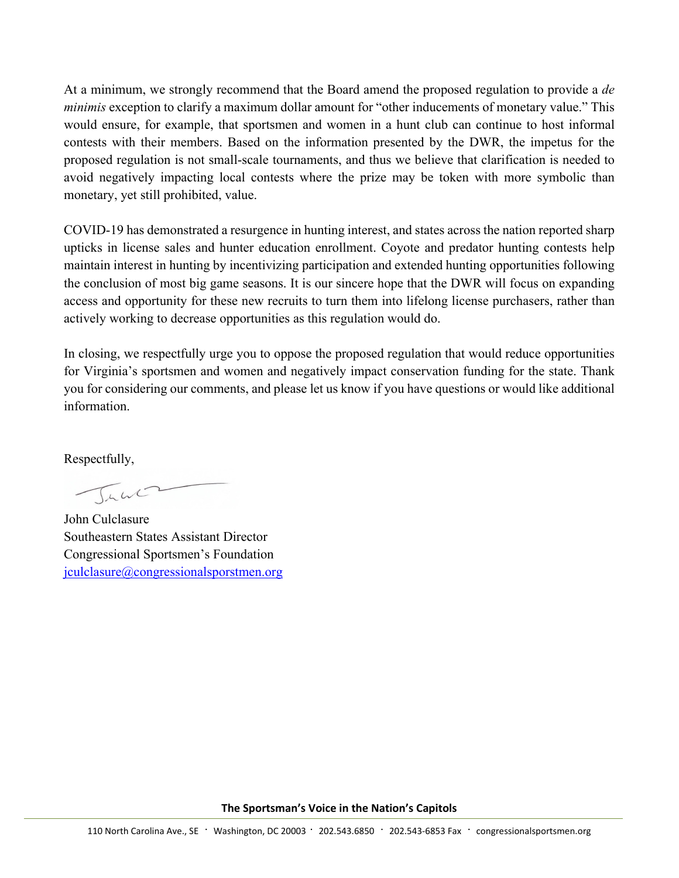At a minimum, we strongly recommend that the Board amend the proposed regulation to provide a *de minimis* exception to clarify a maximum dollar amount for "other inducements of monetary value." This would ensure, for example, that sportsmen and women in a hunt club can continue to host informal contests with their members. Based on the information presented by the DWR, the impetus for the proposed regulation is not small-scale tournaments, and thus we believe that clarification is needed to avoid negatively impacting local contests where the prize may be token with more symbolic than monetary, yet still prohibited, value.

COVID-19 has demonstrated a resurgence in hunting interest, and states across the nation reported sharp upticks in license sales and hunter education enrollment. Coyote and predator hunting contests help maintain interest in hunting by incentivizing participation and extended hunting opportunities following the conclusion of most big game seasons. It is our sincere hope that the DWR will focus on expanding access and opportunity for these new recruits to turn them into lifelong license purchasers, rather than actively working to decrease opportunities as this regulation would do.

In closing, we respectfully urge you to oppose the proposed regulation that would reduce opportunities for Virginia's sportsmen and women and negatively impact conservation funding for the state. Thank you for considering our comments, and please let us know if you have questions or would like additional information.

Respectfully,

John Culclasure
Southeastern States Assistant Director
Congressional Sportsmen's Foundation
jculclasure@congressionalsportsmen.org

**The Sportsman's Voice in the Nation's Capitols**

110 North Carolina Ave., SE · Washington, DC 20003 · 202.543.6850 · 202.543-6853 Fax · congressionalsportsmen.org